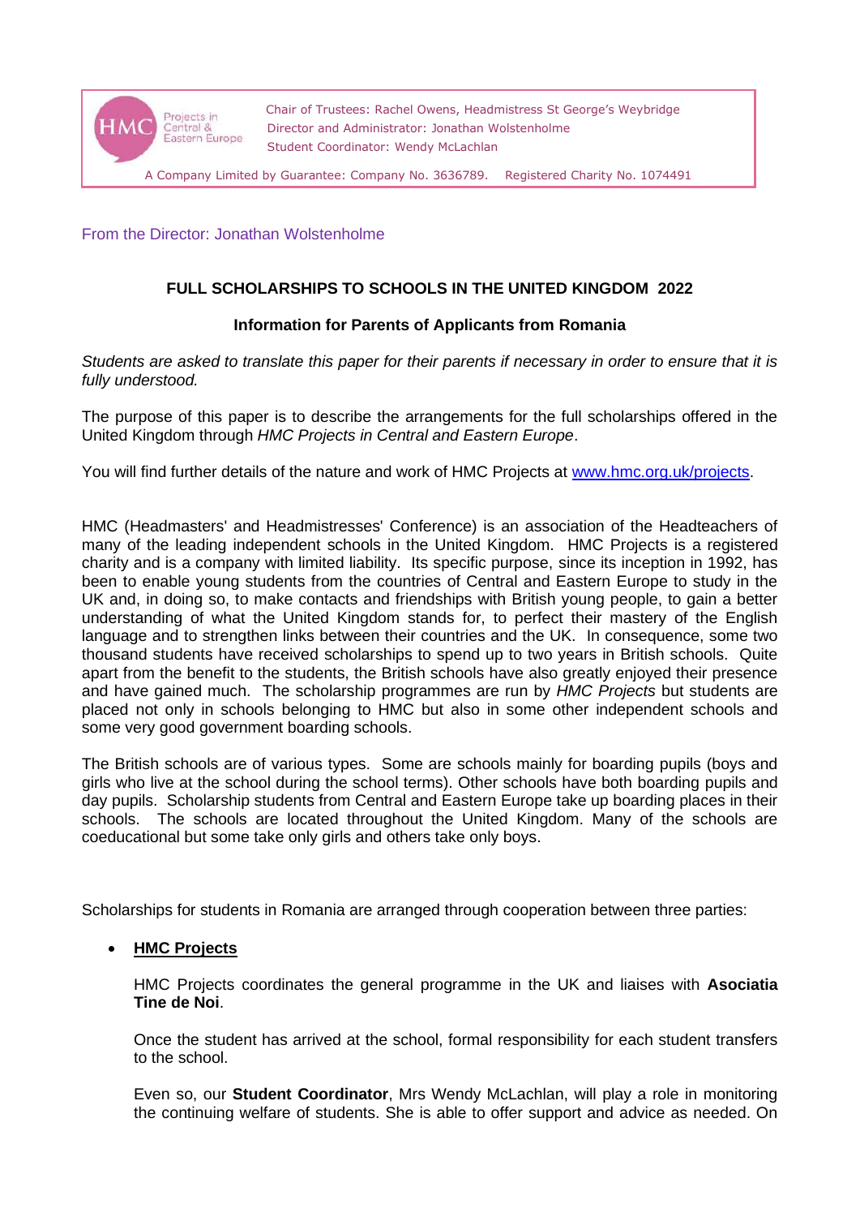HMC Projects in Central & Eastern Europe

Chair of Trustees: Rachel Owens, Headmistress St George's Weybridge
Director and Administrator: Jonathan Wolstenholme
Student Coordinator: Wendy McLachlan

A Company Limited by Guarantee: Company No. 3636789. Registered Charity No. 1074491

From the Director: Jonathan Wolstenholme

## FULL SCHOLARSHIPS TO SCHOOLS IN THE UNITED KINGDOM 2022

### Information for Parents of Applicants from Romania

*Students are asked to translate this paper for their parents if necessary in order to ensure that it is fully understood.*

The purpose of this paper is to describe the arrangements for the full scholarships offered in the United Kingdom through *HMC Projects in Central and Eastern Europe*.

You will find further details of the nature and work of HMC Projects at [www.hmc.org.uk/projects](www.hmc.org.uk/projects).

HMC (Headmasters' and Headmistresses' Conference) is an association of the Headteachers of many of the leading independent schools in the United Kingdom. HMC Projects is a registered charity and is a company with limited liability. Its specific purpose, since its inception in 1992, has been to enable young students from the countries of Central and Eastern Europe to study in the UK and, in doing so, to make contacts and friendships with British young people, to gain a better understanding of what the United Kingdom stands for, to perfect their mastery of the English language and to strengthen links between their countries and the UK. In consequence, some two thousand students have received scholarships to spend up to two years in British schools. Quite apart from the benefit to the students, the British schools have also greatly enjoyed their presence and have gained much. The scholarship programmes are run by *HMC Projects* but students are placed not only in schools belonging to HMC but also in some other independent schools and some very good government boarding schools.

The British schools are of various types. Some are schools mainly for boarding pupils (boys and girls who live at the school during the school terms). Other schools have both boarding pupils and day pupils. Scholarship students from Central and Eastern Europe take up boarding places in their schools. The schools are located throughout the United Kingdom. Many of the schools are coeducational but some take only girls and others take only boys.

Scholarships for students in Romania are arranged through cooperation between three parties:

- **HMC Projects**

  HMC Projects coordinates the general programme in the UK and liaises with **Asociatia Tine de Noi**.

  Once the student has arrived at the school, formal responsibility for each student transfers to the school.

  Even so, our **Student Coordinator**, Mrs Wendy McLachlan, will play a role in monitoring the continuing welfare of students. She is able to offer support and advice as needed. On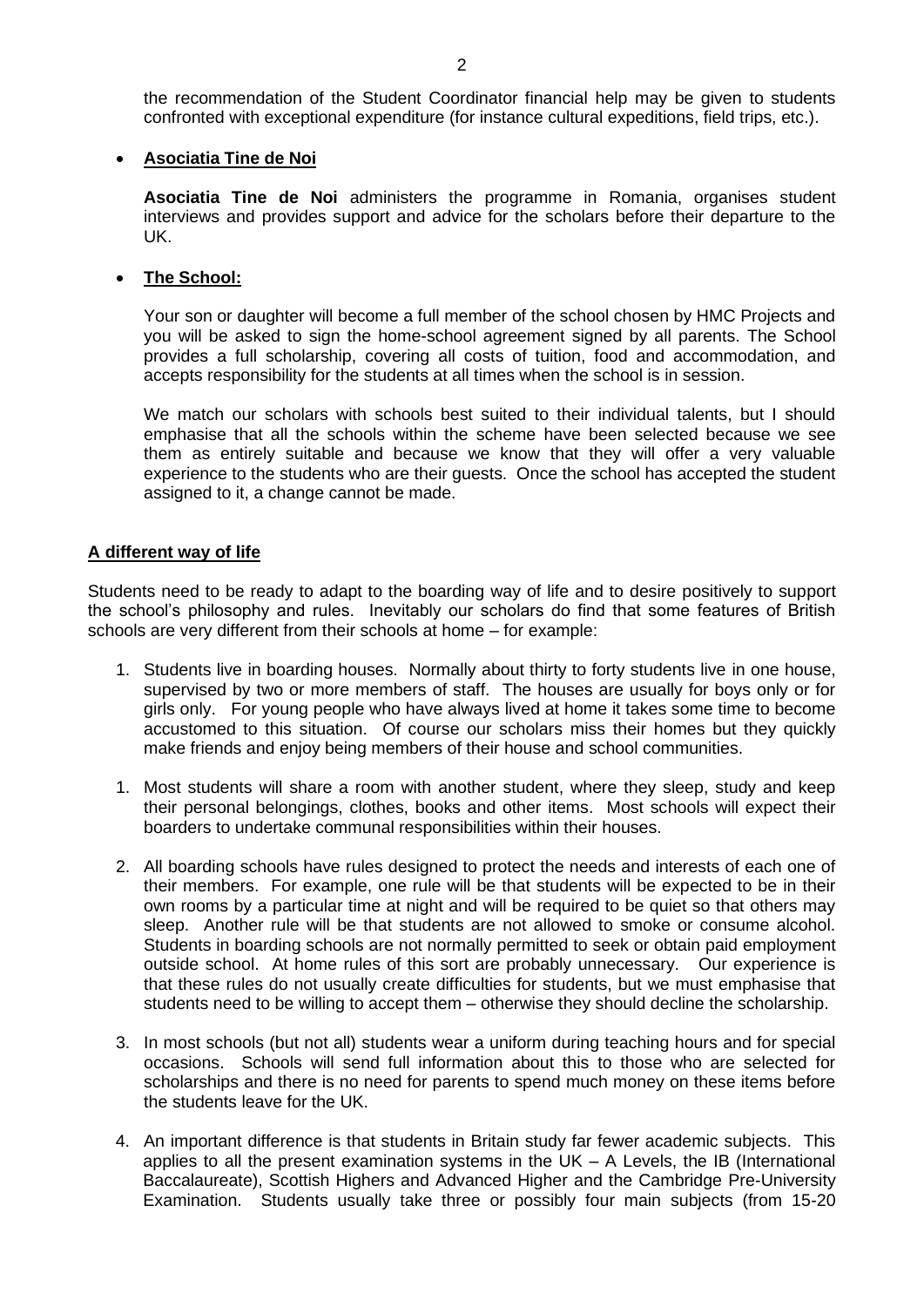the recommendation of the Student Coordinator financial help may be given to students confronted with exceptional expenditure (for instance cultural expeditions, field trips, etc.).

- **Asociatia Tine de Noi**

  **Asociatia Tine de Noi** administers the programme in Romania, organises student interviews and provides support and advice for the scholars before their departure to the UK.

- **The School:**

  Your son or daughter will become a full member of the school chosen by HMC Projects and you will be asked to sign the home-school agreement signed by all parents. The School provides a full scholarship, covering all costs of tuition, food and accommodation, and accepts responsibility for the students at all times when the school is in session.

  We match our scholars with schools best suited to their individual talents, but I should emphasise that all the schools within the scheme have been selected because we see them as entirely suitable and because we know that they will offer a very valuable experience to the students who are their guests. Once the school has accepted the student assigned to it, a change cannot be made.

**A different way of life**

Students need to be ready to adapt to the boarding way of life and to desire positively to support the school's philosophy and rules. Inevitably our scholars do find that some features of British schools are very different from their schools at home – for example:

1. Students live in boarding houses. Normally about thirty to forty students live in one house, supervised by two or more members of staff. The houses are usually for boys only or for girls only. For young people who have always lived at home it takes some time to become accustomed to this situation. Of course our scholars miss their homes but they quickly make friends and enjoy being members of their house and school communities.

1. Most students will share a room with another student, where they sleep, study and keep their personal belongings, clothes, books and other items. Most schools will expect their boarders to undertake communal responsibilities within their houses.

2. All boarding schools have rules designed to protect the needs and interests of each one of their members. For example, one rule will be that students will be expected to be in their own rooms by a particular time at night and will be required to be quiet so that others may sleep. Another rule will be that students are not allowed to smoke or consume alcohol. Students in boarding schools are not normally permitted to seek or obtain paid employment outside school. At home rules of this sort are probably unnecessary. Our experience is that these rules do not usually create difficulties for students, but we must emphasise that students need to be willing to accept them – otherwise they should decline the scholarship.

3. In most schools (but not all) students wear a uniform during teaching hours and for special occasions. Schools will send full information about this to those who are selected for scholarships and there is no need for parents to spend much money on these items before the students leave for the UK.

4. An important difference is that students in Britain study far fewer academic subjects. This applies to all the present examination systems in the UK – A Levels, the IB (International Baccalaureate), Scottish Highers and Advanced Higher and the Cambridge Pre-University Examination. Students usually take three or possibly four main subjects (from 15-20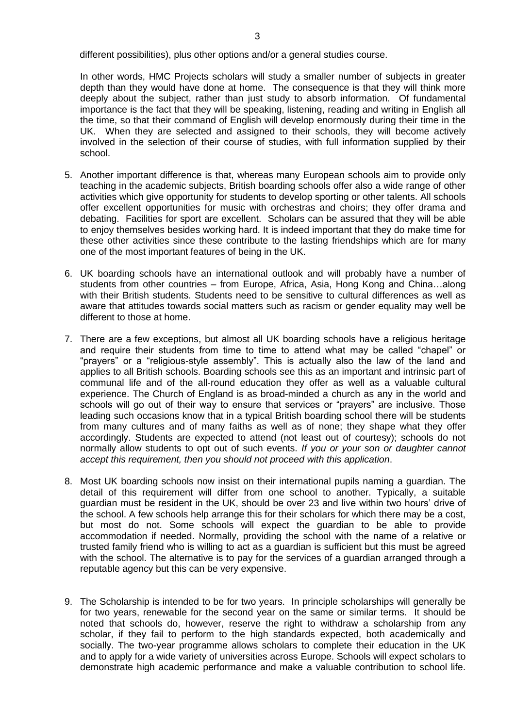different possibilities), plus other options and/or a general studies course.

In other words, HMC Projects scholars will study a smaller number of subjects in greater depth than they would have done at home. The consequence is that they will think more deeply about the subject, rather than just study to absorb information. Of fundamental importance is the fact that they will be speaking, listening, reading and writing in English all the time, so that their command of English will develop enormously during their time in the UK. When they are selected and assigned to their schools, they will become actively involved in the selection of their course of studies, with full information supplied by their school.

5. Another important difference is that, whereas many European schools aim to provide only teaching in the academic subjects, British boarding schools offer also a wide range of other activities which give opportunity for students to develop sporting or other talents. All schools offer excellent opportunities for music with orchestras and choirs; they offer drama and debating. Facilities for sport are excellent. Scholars can be assured that they will be able to enjoy themselves besides working hard. It is indeed important that they do make time for these other activities since these contribute to the lasting friendships which are for many one of the most important features of being in the UK.

6. UK boarding schools have an international outlook and will probably have a number of students from other countries – from Europe, Africa, Asia, Hong Kong and China…along with their British students. Students need to be sensitive to cultural differences as well as aware that attitudes towards social matters such as racism or gender equality may well be different to those at home.

7. There are a few exceptions, but almost all UK boarding schools have a religious heritage and require their students from time to time to attend what may be called "chapel" or "prayers" or a "religious-style assembly". This is actually also the law of the land and applies to all British schools. Boarding schools see this as an important and intrinsic part of communal life and of the all-round education they offer as well as a valuable cultural experience. The Church of England is as broad-minded a church as any in the world and schools will go out of their way to ensure that services or "prayers" are inclusive. Those leading such occasions know that in a typical British boarding school there will be students from many cultures and of many faiths as well as of none; they shape what they offer accordingly. Students are expected to attend (not least out of courtesy); schools do not normally allow students to opt out of such events. *If you or your son or daughter cannot accept this requirement, then you should not proceed with this application*.

8. Most UK boarding schools now insist on their international pupils naming a guardian. The detail of this requirement will differ from one school to another. Typically, a suitable guardian must be resident in the UK, should be over 23 and live within two hours' drive of the school. A few schools help arrange this for their scholars for which there may be a cost, but most do not. Some schools will expect the guardian to be able to provide accommodation if needed. Normally, providing the school with the name of a relative or trusted family friend who is willing to act as a guardian is sufficient but this must be agreed with the school. The alternative is to pay for the services of a guardian arranged through a reputable agency but this can be very expensive.

9. The Scholarship is intended to be for two years. In principle scholarships will generally be for two years, renewable for the second year on the same or similar terms. It should be noted that schools do, however, reserve the right to withdraw a scholarship from any scholar, if they fail to perform to the high standards expected, both academically and socially. The two-year programme allows scholars to complete their education in the UK and to apply for a wide variety of universities across Europe. Schools will expect scholars to demonstrate high academic performance and make a valuable contribution to school life.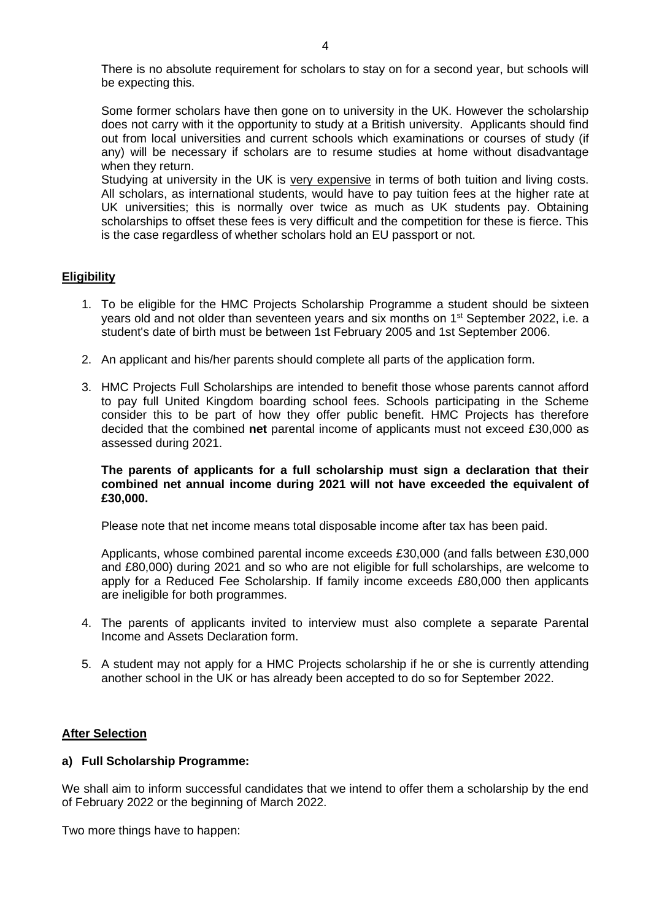There is no absolute requirement for scholars to stay on for a second year, but schools will be expecting this.

Some former scholars have then gone on to university in the UK. However the scholarship does not carry with it the opportunity to study at a British university. Applicants should find out from local universities and current schools which examinations or courses of study (if any) will be necessary if scholars are to resume studies at home without disadvantage when they return.
Studying at university in the UK is <u>very expensive</u> in terms of both tuition and living costs. All scholars, as international students, would have to pay tuition fees at the higher rate at UK universities; this is normally over twice as much as UK students pay. Obtaining scholarships to offset these fees is very difficult and the competition for these is fierce. This is the case regardless of whether scholars hold an EU passport or not.

## Eligibility

1. To be eligible for the HMC Projects Scholarship Programme a student should be sixteen years old and not older than seventeen years and six months on 1st September 2022, i.e. a student's date of birth must be between 1st February 2005 and 1st September 2006.

2. An applicant and his/her parents should complete all parts of the application form.

3. HMC Projects Full Scholarships are intended to benefit those whose parents cannot afford to pay full United Kingdom boarding school fees. Schools participating in the Scheme consider this to be part of how they offer public benefit. HMC Projects has therefore decided that the combined **net** parental income of applicants must not exceed £30,000 as assessed during 2021.

   **The parents of applicants for a full scholarship must sign a declaration that their combined net annual income during 2021 will not have exceeded the equivalent of £30,000.**

   Please note that net income means total disposable income after tax has been paid.

   Applicants, whose combined parental income exceeds £30,000 (and falls between £30,000 and £80,000) during 2021 and so who are not eligible for full scholarships, are welcome to apply for a Reduced Fee Scholarship. If family income exceeds £80,000 then applicants are ineligible for both programmes.

4. The parents of applicants invited to interview must also complete a separate Parental Income and Assets Declaration form.

5. A student may not apply for a HMC Projects scholarship if he or she is currently attending another school in the UK or has already been accepted to do so for September 2022.

## After Selection

### a) Full Scholarship Programme:

We shall aim to inform successful candidates that we intend to offer them a scholarship by the end of February 2022 or the beginning of March 2022.

Two more things have to happen: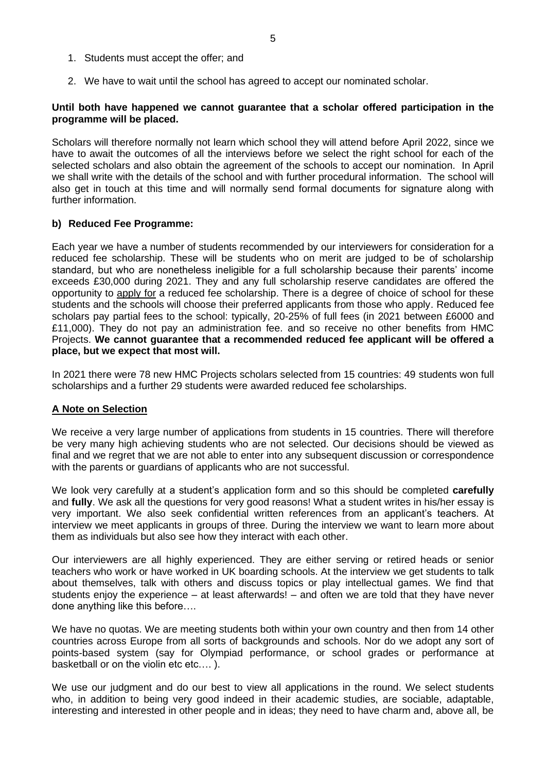1. Students must accept the offer; and
2. We have to wait until the school has agreed to accept our nominated scholar.

**Until both have happened we cannot guarantee that a scholar offered participation in the programme will be placed.**

Scholars will therefore normally not learn which school they will attend before April 2022, since we have to await the outcomes of all the interviews before we select the right school for each of the selected scholars and also obtain the agreement of the schools to accept our nomination. In April we shall write with the details of the school and with further procedural information. The school will also get in touch at this time and will normally send formal documents for signature along with further information.

**b) Reduced Fee Programme:**

Each year we have a number of students recommended by our interviewers for consideration for a reduced fee scholarship. These will be students who on merit are judged to be of scholarship standard, but who are nonetheless ineligible for a full scholarship because their parents' income exceeds £30,000 during 2021. They and any full scholarship reserve candidates are offered the opportunity to <u>apply for</u> a reduced fee scholarship. There is a degree of choice of school for these students and the schools will choose their preferred applicants from those who apply. Reduced fee scholars pay partial fees to the school: typically, 20-25% of full fees (in 2021 between £6000 and £11,000). They do not pay an administration fee. and so receive no other benefits from HMC Projects. **We cannot guarantee that a recommended reduced fee applicant will be offered a place, but we expect that most will.**

In 2021 there were 78 new HMC Projects scholars selected from 15 countries: 49 students won full scholarships and a further 29 students were awarded reduced fee scholarships.

**<u>A Note on Selection</u>**

We receive a very large number of applications from students in 15 countries. There will therefore be very many high achieving students who are not selected. Our decisions should be viewed as final and we regret that we are not able to enter into any subsequent discussion or correspondence with the parents or guardians of applicants who are not successful.

We look very carefully at a student's application form and so this should be completed **carefully** and **fully**. We ask all the questions for very good reasons! What a student writes in his/her essay is very important. We also seek confidential written references from an applicant's teachers. At interview we meet applicants in groups of three. During the interview we want to learn more about them as individuals but also see how they interact with each other.

Our interviewers are all highly experienced. They are either serving or retired heads or senior teachers who work or have worked in UK boarding schools. At the interview we get students to talk about themselves, talk with others and discuss topics or play intellectual games. We find that students enjoy the experience – at least afterwards! – and often we are told that they have never done anything like this before….

We have no quotas. We are meeting students both within your own country and then from 14 other countries across Europe from all sorts of backgrounds and schools. Nor do we adopt any sort of points-based system (say for Olympiad performance, or school grades or performance at basketball or on the violin etc etc…. ).

We use our judgment and do our best to view all applications in the round. We select students who, in addition to being very good indeed in their academic studies, are sociable, adaptable, interesting and interested in other people and in ideas; they need to have charm and, above all, be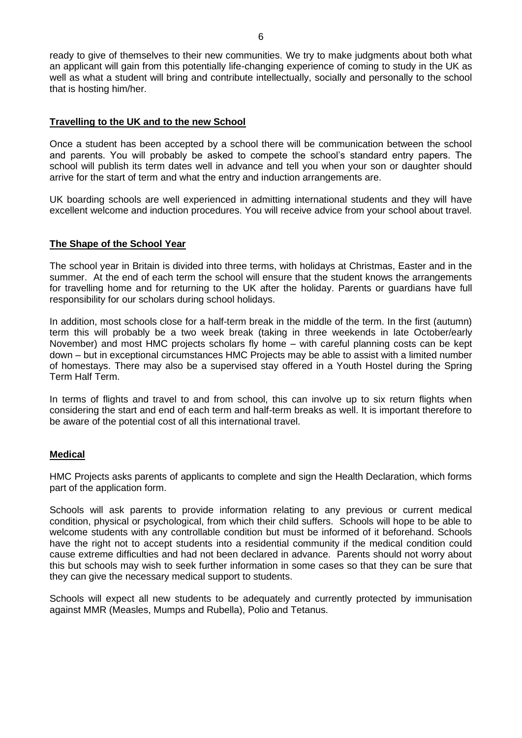ready to give of themselves to their new communities. We try to make judgments about both what an applicant will gain from this potentially life-changing experience of coming to study in the UK as well as what a student will bring and contribute intellectually, socially and personally to the school that is hosting him/her.

## Travelling to the UK and to the new School

Once a student has been accepted by a school there will be communication between the school and parents. You will probably be asked to compete the school's standard entry papers. The school will publish its term dates well in advance and tell you when your son or daughter should arrive for the start of term and what the entry and induction arrangements are.

UK boarding schools are well experienced in admitting international students and they will have excellent welcome and induction procedures. You will receive advice from your school about travel.

## The Shape of the School Year

The school year in Britain is divided into three terms, with holidays at Christmas, Easter and in the summer. At the end of each term the school will ensure that the student knows the arrangements for travelling home and for returning to the UK after the holiday. Parents or guardians have full responsibility for our scholars during school holidays.

In addition, most schools close for a half-term break in the middle of the term. In the first (autumn) term this will probably be a two week break (taking in three weekends in late October/early November) and most HMC projects scholars fly home – with careful planning costs can be kept down – but in exceptional circumstances HMC Projects may be able to assist with a limited number of homestays. There may also be a supervised stay offered in a Youth Hostel during the Spring Term Half Term.

In terms of flights and travel to and from school, this can involve up to six return flights when considering the start and end of each term and half-term breaks as well. It is important therefore to be aware of the potential cost of all this international travel.

## Medical

HMC Projects asks parents of applicants to complete and sign the Health Declaration, which forms part of the application form.

Schools will ask parents to provide information relating to any previous or current medical condition, physical or psychological, from which their child suffers. Schools will hope to be able to welcome students with any controllable condition but must be informed of it beforehand. Schools have the right not to accept students into a residential community if the medical condition could cause extreme difficulties and had not been declared in advance. Parents should not worry about this but schools may wish to seek further information in some cases so that they can be sure that they can give the necessary medical support to students.

Schools will expect all new students to be adequately and currently protected by immunisation against MMR (Measles, Mumps and Rubella), Polio and Tetanus.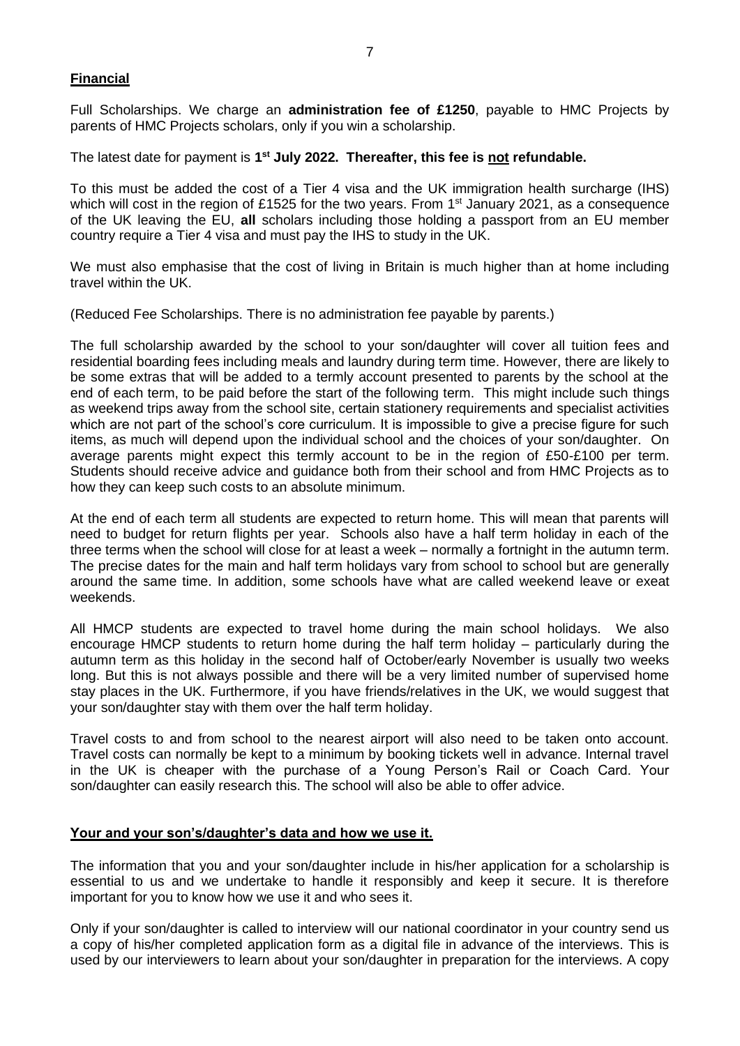## **Financial**

Full Scholarships. We charge an **administration fee of £1250**, payable to HMC Projects by parents of HMC Projects scholars, only if you win a scholarship.

The latest date for payment is **1st July 2022. Thereafter, this fee is not refundable.**

To this must be added the cost of a Tier 4 visa and the UK immigration health surcharge (IHS) which will cost in the region of £1525 for the two years. From 1st January 2021, as a consequence of the UK leaving the EU, **all** scholars including those holding a passport from an EU member country require a Tier 4 visa and must pay the IHS to study in the UK.

We must also emphasise that the cost of living in Britain is much higher than at home including travel within the UK.

(Reduced Fee Scholarships. There is no administration fee payable by parents.)

The full scholarship awarded by the school to your son/daughter will cover all tuition fees and residential boarding fees including meals and laundry during term time. However, there are likely to be some extras that will be added to a termly account presented to parents by the school at the end of each term, to be paid before the start of the following term. This might include such things as weekend trips away from the school site, certain stationery requirements and specialist activities which are not part of the school's core curriculum. It is impossible to give a precise figure for such items, as much will depend upon the individual school and the choices of your son/daughter. On average parents might expect this termly account to be in the region of £50-£100 per term. Students should receive advice and guidance both from their school and from HMC Projects as to how they can keep such costs to an absolute minimum.

At the end of each term all students are expected to return home. This will mean that parents will need to budget for return flights per year. Schools also have a half term holiday in each of the three terms when the school will close for at least a week – normally a fortnight in the autumn term. The precise dates for the main and half term holidays vary from school to school but are generally around the same time. In addition, some schools have what are called weekend leave or exeat weekends.

All HMCP students are expected to travel home during the main school holidays. We also encourage HMCP students to return home during the half term holiday – particularly during the autumn term as this holiday in the second half of October/early November is usually two weeks long. But this is not always possible and there will be a very limited number of supervised home stay places in the UK. Furthermore, if you have friends/relatives in the UK, we would suggest that your son/daughter stay with them over the half term holiday.

Travel costs to and from school to the nearest airport will also need to be taken onto account. Travel costs can normally be kept to a minimum by booking tickets well in advance. Internal travel in the UK is cheaper with the purchase of a Young Person's Rail or Coach Card. Your son/daughter can easily research this. The school will also be able to offer advice.

## **Your and your son's/daughter's data and how we use it.**

The information that you and your son/daughter include in his/her application for a scholarship is essential to us and we undertake to handle it responsibly and keep it secure. It is therefore important for you to know how we use it and who sees it.

Only if your son/daughter is called to interview will our national coordinator in your country send us a copy of his/her completed application form as a digital file in advance of the interviews. This is used by our interviewers to learn about your son/daughter in preparation for the interviews. A copy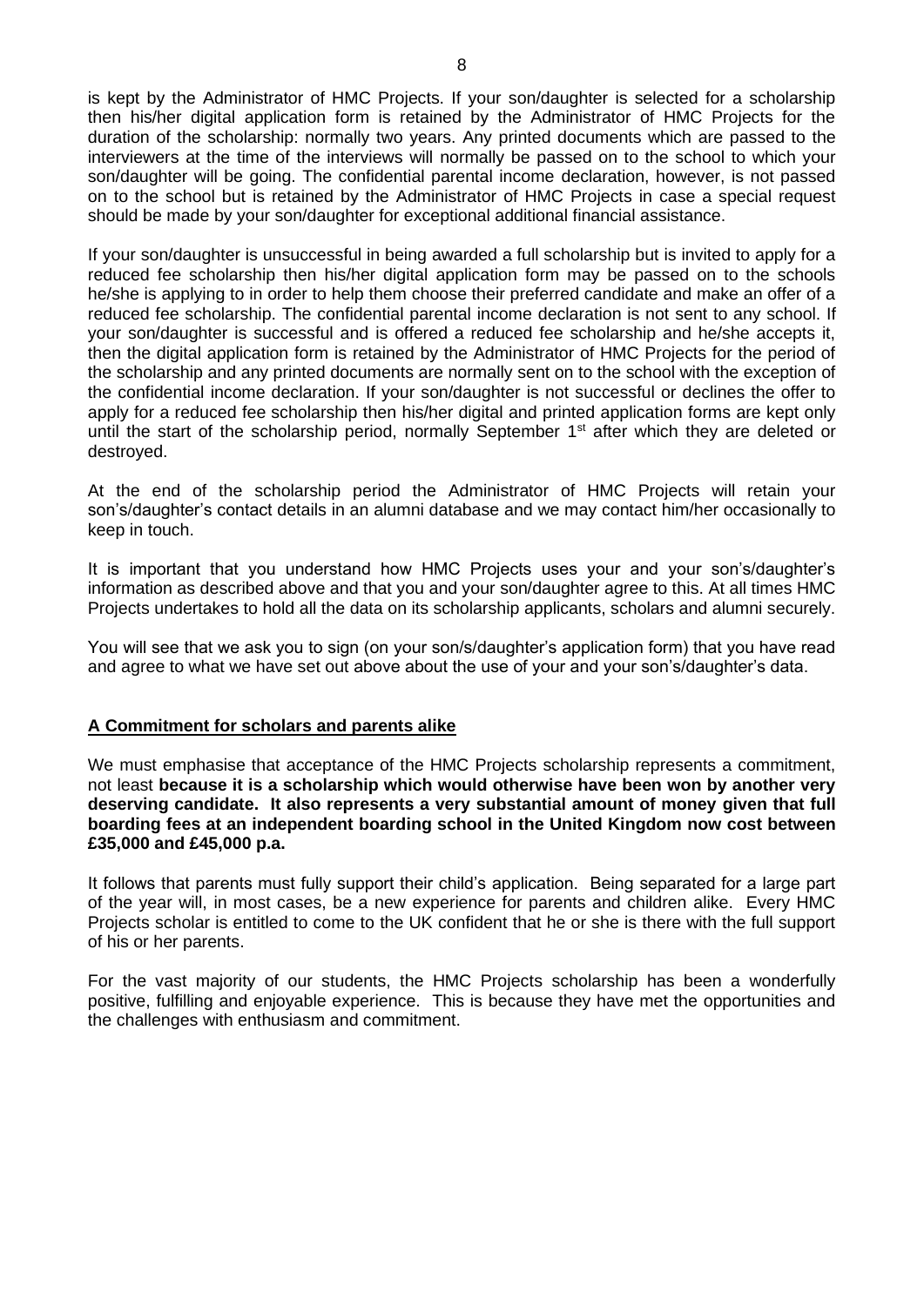is kept by the Administrator of HMC Projects. If your son/daughter is selected for a scholarship then his/her digital application form is retained by the Administrator of HMC Projects for the duration of the scholarship: normally two years. Any printed documents which are passed to the interviewers at the time of the interviews will normally be passed on to the school to which your son/daughter will be going. The confidential parental income declaration, however, is not passed on to the school but is retained by the Administrator of HMC Projects in case a special request should be made by your son/daughter for exceptional additional financial assistance.

If your son/daughter is unsuccessful in being awarded a full scholarship but is invited to apply for a reduced fee scholarship then his/her digital application form may be passed on to the schools he/she is applying to in order to help them choose their preferred candidate and make an offer of a reduced fee scholarship. The confidential parental income declaration is not sent to any school. If your son/daughter is successful and is offered a reduced fee scholarship and he/she accepts it, then the digital application form is retained by the Administrator of HMC Projects for the period of the scholarship and any printed documents are normally sent on to the school with the exception of the confidential income declaration. If your son/daughter is not successful or declines the offer to apply for a reduced fee scholarship then his/her digital and printed application forms are kept only until the start of the scholarship period, normally September 1st after which they are deleted or destroyed.

At the end of the scholarship period the Administrator of HMC Projects will retain your son's/daughter's contact details in an alumni database and we may contact him/her occasionally to keep in touch.

It is important that you understand how HMC Projects uses your and your son's/daughter's information as described above and that you and your son/daughter agree to this. At all times HMC Projects undertakes to hold all the data on its scholarship applicants, scholars and alumni securely.

You will see that we ask you to sign (on your son/s/daughter's application form) that you have read and agree to what we have set out above about the use of your and your son's/daughter's data.

## A Commitment for scholars and parents alike

We must emphasise that acceptance of the HMC Projects scholarship represents a commitment, not least **because it is a scholarship which would otherwise have been won by another very deserving candidate. It also represents a very substantial amount of money given that full boarding fees at an independent boarding school in the United Kingdom now cost between £35,000 and £45,000 p.a.**

It follows that parents must fully support their child's application. Being separated for a large part of the year will, in most cases, be a new experience for parents and children alike. Every HMC Projects scholar is entitled to come to the UK confident that he or she is there with the full support of his or her parents.

For the vast majority of our students, the HMC Projects scholarship has been a wonderfully positive, fulfilling and enjoyable experience. This is because they have met the opportunities and the challenges with enthusiasm and commitment.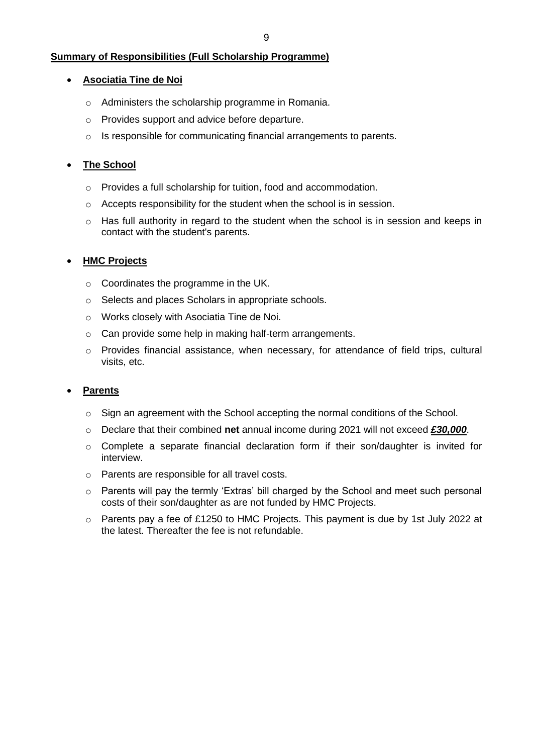## Summary of Responsibilities (Full Scholarship Programme)

- **Asociatia Tine de Noi**
  - Administers the scholarship programme in Romania.
  - Provides support and advice before departure.
  - Is responsible for communicating financial arrangements to parents.

- **The School**
  - Provides a full scholarship for tuition, food and accommodation.
  - Accepts responsibility for the student when the school is in session.
  - Has full authority in regard to the student when the school is in session and keeps in contact with the student's parents.

- **HMC Projects**
  - Coordinates the programme in the UK.
  - Selects and places Scholars in appropriate schools.
  - Works closely with Asociatia Tine de Noi.
  - Can provide some help in making half-term arrangements.
  - Provides financial assistance, when necessary, for attendance of field trips, cultural visits, etc.

- **Parents**
  - Sign an agreement with the School accepting the normal conditions of the School.
  - Declare that their combined **net** annual income during 2021 will not exceed ***£30,000***.
  - Complete a separate financial declaration form if their son/daughter is invited for interview.
  - Parents are responsible for all travel costs.
  - Parents will pay the termly 'Extras' bill charged by the School and meet such personal costs of their son/daughter as are not funded by HMC Projects.
  - Parents pay a fee of £1250 to HMC Projects. This payment is due by 1st July 2022 at the latest. Thereafter the fee is not refundable.